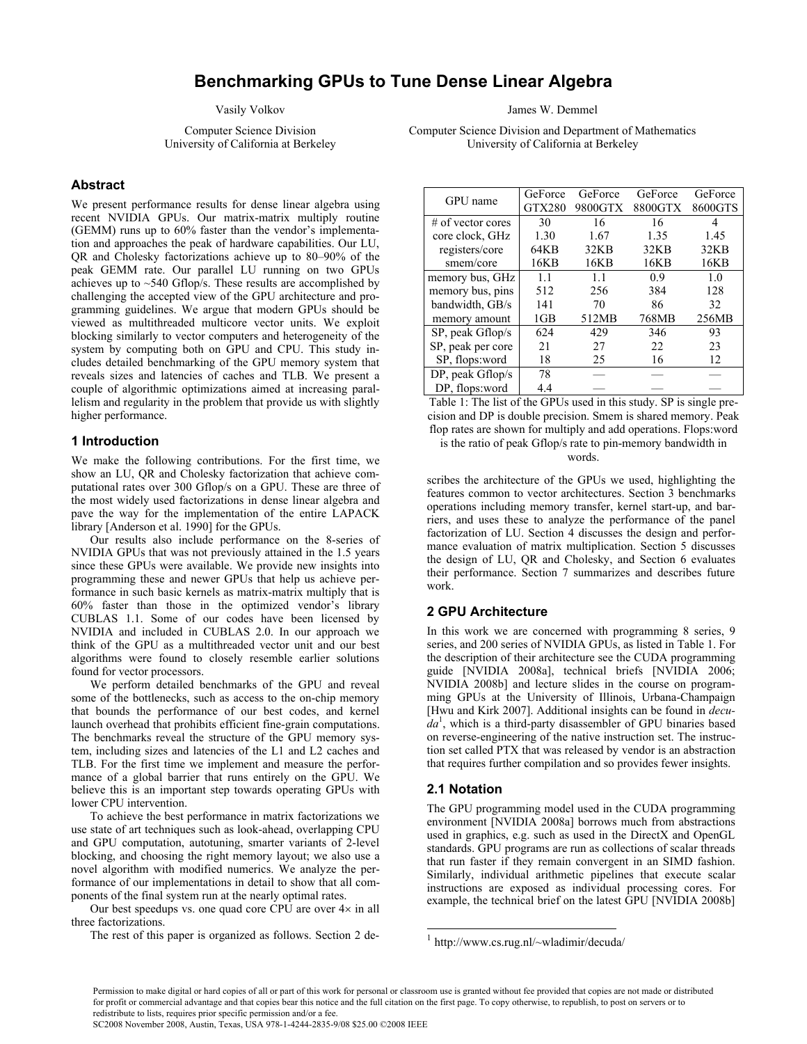# Benchmarking GPUs to Tune Dense Linear Algebra

Vasily Volkov
Computer Science Division
University of California at Berkeley

James W. Demmel
Computer Science Division and Department of Mathematics
University of California at Berkeley

## Abstract

We present performance results for dense linear algebra using recent NVIDIA GPUs. Our matrix-matrix multiply routine (GEMM) runs up to 60% faster than the vendor's implementation and approaches the peak of hardware capabilities. Our LU, QR and Cholesky factorizations achieve up to 80–90% of the peak GEMM rate. Our parallel LU running on two GPUs achieves up to ~540 Gflop/s. These results are accomplished by challenging the accepted view of the GPU architecture and programming guidelines. We argue that modern GPUs should be viewed as multithreaded multicore vector units. We exploit blocking similarly to vector computers and heterogeneity of the system by computing both on GPU and CPU. This study includes detailed benchmarking of the GPU memory system that reveals sizes and latencies of caches and TLB. We present a couple of algorithmic optimizations aimed at increasing parallelism and regularity in the problem that provide us with slightly higher performance.

## 1 Introduction

We make the following contributions. For the first time, we show an LU, QR and Cholesky factorization that achieve computational rates over 300 Gflop/s on a GPU. These are three of the most widely used factorizations in dense linear algebra and pave the way for the implementation of the entire LAPACK library [Anderson et al. 1990] for the GPUs.

Our results also include performance on the 8-series of NVIDIA GPUs that was not previously attained in the 1.5 years since these GPUs were available. We provide new insights into programming these and newer GPUs that help us achieve performance in such basic kernels as matrix-matrix multiply that is 60% faster than those in the optimized vendor's library CUBLAS 1.1. Some of our codes have been licensed by NVIDIA and included in CUBLAS 2.0. In our approach we think of the GPU as a multithreaded vector unit and our best algorithms were found to closely resemble earlier solutions found for vector processors.

We perform detailed benchmarks of the GPU and reveal some of the bottlenecks, such as access to the on-chip memory that bounds the performance of our best codes, and kernel launch overhead that prohibits efficient fine-grain computations. The benchmarks reveal the structure of the GPU memory system, including sizes and latencies of the L1 and L2 caches and TLB. For the first time we implement and measure the performance of a global barrier that runs entirely on the GPU. We believe this is an important step towards operating GPUs with lower CPU intervention.

To achieve the best performance in matrix factorizations we use state of art techniques such as look-ahead, overlapping CPU and GPU computation, autotuning, smarter variants of 2-level blocking, and choosing the right memory layout; we also use a novel algorithm with modified numerics. We analyze the performance of our implementations in detail to show that all components of the final system run at the nearly optimal rates.

Our best speedups vs. one quad core CPU are over 4× in all three factorizations.

The rest of this paper is organized as follows. Section 2 describes the architecture of the GPUs we used, highlighting the features common to vector architectures. Section 3 benchmarks operations including memory transfer, kernel start-up, and barriers, and uses these to analyze the performance of the panel factorization of LU. Section 4 discusses the design and performance evaluation of matrix multiplication. Section 5 discusses the design of LU, QR and Cholesky, and Section 6 evaluates their performance. Section 7 summarizes and describes future work.

| GPU name | GeForce GTX280 | GeForce 9800GTX | GeForce 8800GTX | GeForce 8600GTS |
|---|---|---|---|---|
| # of vector cores | 30 | 16 | 16 | 4 |
| core clock, GHz | 1.30 | 1.67 | 1.35 | 1.45 |
| registers/core | 64KB | 32KB | 32KB | 32KB |
| smem/core | 16KB | 16KB | 16KB | 16KB |
| memory bus, GHz | 1.1 | 1.1 | 0.9 | 1.0 |
| memory bus, pins | 512 | 256 | 384 | 128 |
| bandwidth, GB/s | 141 | 70 | 86 | 32 |
| memory amount | 1GB | 512MB | 768MB | 256MB |
| SP, peak Gflop/s | 624 | 429 | 346 | 93 |
| SP, peak per core | 21 | 27 | 22 | 23 |
| SP, flops:word | 18 | 25 | 16 | 12 |
| DP, peak Gflop/s | 78 | — | — | — |
| DP, flops:word | 4.4 | — | — | — |

Table 1: The list of the GPUs used in this study. SP is single precision and DP is double precision. Smem is shared memory. Peak flop rates are shown for multiply and add operations. Flops:word is the ratio of peak Gflop/s rate to pin-memory bandwidth in words.

## 2 GPU Architecture

In this work we are concerned with programming 8 series, 9 series, and 200 series of NVIDIA GPUs, as listed in Table 1. For the description of their architecture see the CUDA programming guide [NVIDIA 2008a], technical briefs [NVIDIA 2006; NVIDIA 2008b] and lecture slides in the course on programming GPUs at the University of Illinois, Urbana-Champaign [Hwu and Kirk 2007]. Additional insights can be found in *decuda*[1], which is a third-party disassembler of GPU binaries based on reverse-engineering of the native instruction set. The instruction set called PTX that was released by vendor is an abstraction that requires further compilation and so provides fewer insights.

### 2.1 Notation

The GPU programming model used in the CUDA programming environment [NVIDIA 2008a] borrows much from abstractions used in graphics, e.g. such as used in the DirectX and OpenGL standards. GPU programs are run as collections of scalar threads that run faster if they remain convergent in an SIMD fashion. Similarly, individual arithmetic pipelines that execute scalar instructions are exposed as individual processing cores. For example, the technical brief on the latest GPU [NVIDIA 2008b]

[1] http://www.cs.rug.nl/~wladimir/decuda/

Permission to make digital or hard copies of all or part of this work for personal or classroom use is granted without fee provided that copies are not made or distributed for profit or commercial advantage and that copies bear this notice and the full citation on the first page. To copy otherwise, to republish, to post on servers or to redistribute to lists, requires prior specific permission and/or a fee.
SC2008 November 2008, Austin, Texas, USA 978-1-4244-2835-9/08 $25.00 ©2008 IEEE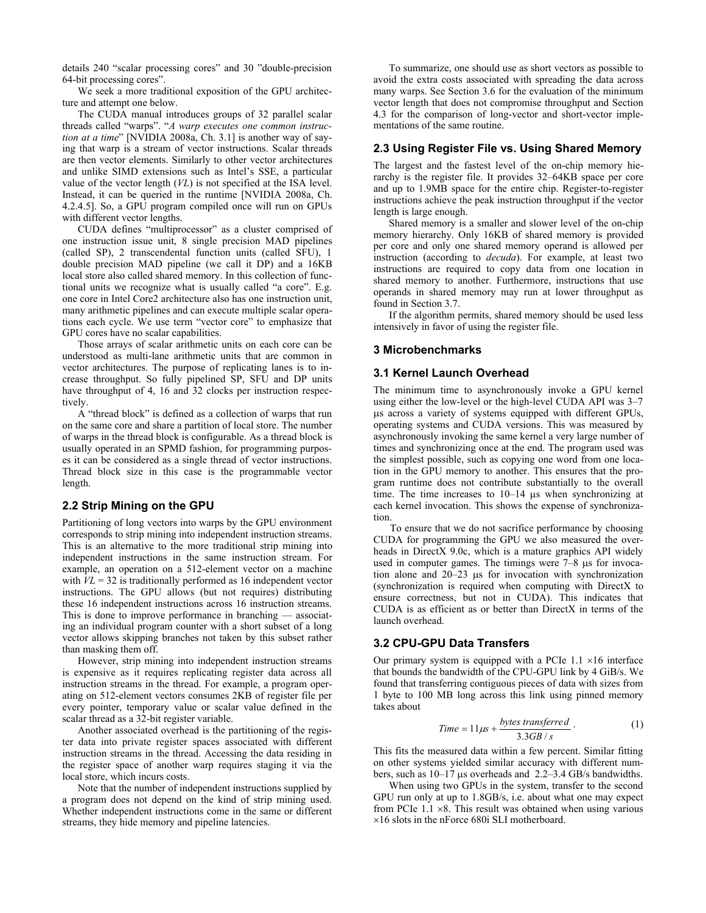details 240 "scalar processing cores" and 30 "double-precision 64-bit processing cores".

We seek a more traditional exposition of the GPU architecture and attempt one below.

The CUDA manual introduces groups of 32 parallel scalar threads called "warps". "*A warp executes one common instruction at a time*" [NVIDIA 2008a, Ch. 3.1] is another way of saying that warp is a stream of vector instructions. Scalar threads are then vector elements. Similarly to other vector architectures and unlike SIMD extensions such as Intel's SSE, a particular value of the vector length (*VL*) is not specified at the ISA level. Instead, it can be queried in the runtime [NVIDIA 2008a, Ch. 4.2.4.5]. So, a GPU program compiled once will run on GPUs with different vector lengths.

CUDA defines "multiprocessor" as a cluster comprised of one instruction issue unit, 8 single precision MAD pipelines (called SP), 2 transcendental function units (called SFU), 1 double precision MAD pipeline (we call it DP) and a 16KB local store also called shared memory. In this collection of functional units we recognize what is usually called "a core". E.g. one core in Intel Core2 architecture also has one instruction unit, many arithmetic pipelines and can execute multiple scalar operations each cycle. We use term "vector core" to emphasize that GPU cores have no scalar capabilities.

Those arrays of scalar arithmetic units on each core can be understood as multi-lane arithmetic units that are common in vector architectures. The purpose of replicating lanes is to increase throughput. So fully pipelined SP, SFU and DP units have throughput of 4, 16 and 32 clocks per instruction respectively.

A "thread block" is defined as a collection of warps that run on the same core and share a partition of local store. The number of warps in the thread block is configurable. As a thread block is usually operated in an SPMD fashion, for programming purposes it can be considered as a single thread of vector instructions. Thread block size in this case is the programmable vector length.

## 2.2 Strip Mining on the GPU

Partitioning of long vectors into warps by the GPU environment corresponds to strip mining into independent instruction streams. This is an alternative to the more traditional strip mining into independent instructions in the same instruction stream. For example, an operation on a 512-element vector on a machine with *VL* = 32 is traditionally performed as 16 independent vector instructions. The GPU allows (but not requires) distributing these 16 independent instructions across 16 instruction streams. This is done to improve performance in branching — associating an individual program counter with a short subset of a long vector allows skipping branches not taken by this subset rather than masking them off.

However, strip mining into independent instruction streams is expensive as it requires replicating register data across all instruction streams in the thread. For example, a program operating on 512-element vectors consumes 2KB of register file per every pointer, temporary value or scalar value defined in the scalar thread as a 32-bit register variable.

Another associated overhead is the partitioning of the register data into private register spaces associated with different instruction streams in the thread. Accessing the data residing in the register space of another warp requires staging it via the local store, which incurs costs.

Note that the number of independent instructions supplied by a program does not depend on the kind of strip mining used. Whether independent instructions come in the same or different streams, they hide memory and pipeline latencies.

To summarize, one should use as short vectors as possible to avoid the extra costs associated with spreading the data across many warps. See Section 3.6 for the evaluation of the minimum vector length that does not compromise throughput and Section 4.3 for the comparison of long-vector and short-vector implementations of the same routine.

## 2.3 Using Register File vs. Using Shared Memory

The largest and the fastest level of the on-chip memory hierarchy is the register file. It provides 32–64KB space per core and up to 1.9MB space for the entire chip. Register-to-register instructions achieve the peak instruction throughput if the vector length is large enough.

Shared memory is a smaller and slower level of the on-chip memory hierarchy. Only 16KB of shared memory is provided per core and only one shared memory operand is allowed per instruction (according to *decuda*). For example, at least two instructions are required to copy data from one location in shared memory to another. Furthermore, instructions that use operands in shared memory may run at lower throughput as found in Section 3.7.

If the algorithm permits, shared memory should be used less intensively in favor of using the register file.

# 3 Microbenchmarks

## 3.1 Kernel Launch Overhead

The minimum time to asynchronously invoke a GPU kernel using either the low-level or the high-level CUDA API was 3–7 µs across a variety of systems equipped with different GPUs, operating systems and CUDA versions. This was measured by asynchronously invoking the same kernel a very large number of times and synchronizing once at the end. The program used was the simplest possible, such as copying one word from one location in the GPU memory to another. This ensures that the program runtime does not contribute substantially to the overall time. The time increases to 10–14 µs when synchronizing at each kernel invocation. This shows the expense of synchronization.

To ensure that we do not sacrifice performance by choosing CUDA for programming the GPU we also measured the overheads in DirectX 9.0c, which is a mature graphics API widely used in computer games. The timings were 7–8 µs for invocation alone and 20–23 µs for invocation with synchronization (synchronization is required when computing with DirectX to ensure correctness, but not in CUDA). This indicates that CUDA is as efficient as or better than DirectX in terms of the launch overhead.

## 3.2 CPU-GPU Data Transfers

Our primary system is equipped with a PCIe 1.1 ×16 interface that bounds the bandwidth of the CPU-GPU link by 4 GiB/s. We found that transferring contiguous pieces of data with sizes from 1 byte to 100 MB long across this link using pinned memory takes about

$$Time = 11\mu s + \frac{bytes\ transferred}{3.3GB/s}. \tag{1}$$

This fits the measured data within a few percent. Similar fitting on other systems yielded similar accuracy with different numbers, such as 10–17 µs overheads and 2.2–3.4 GB/s bandwidths.

When using two GPUs in the system, transfer to the second GPU run only at up to 1.8GB/s, i.e. about what one may expect from PCIe 1.1 ×8. This result was obtained when using various ×16 slots in the nForce 680i SLI motherboard.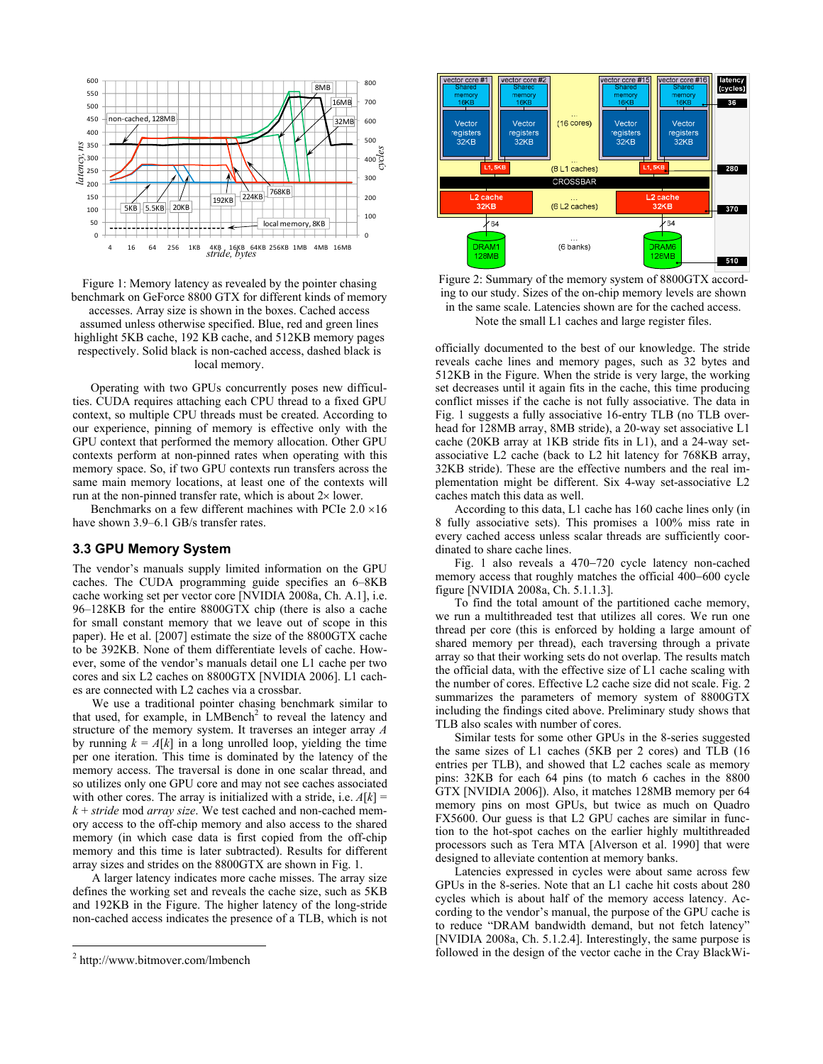Figure 1: Memory latency as revealed by the pointer chasing benchmark on GeForce 8800 GTX for different kinds of memory accesses. Array size is shown in the boxes. Cached access assumed unless otherwise specified. Blue, red and green lines highlight 5KB cache, 192 KB cache, and 512KB memory pages respectively. Solid black is non-cached access, dashed black is local memory.

Operating with two GPUs concurrently poses new difficulties. CUDA requires attaching each CPU thread to a fixed GPU context, so multiple CPU threads must be created. According to our experience, pinning of memory is effective only with the GPU context that performed the memory allocation. Other GPU contexts perform at non-pinned rates when operating with this memory space. So, if two GPU contexts run transfers across the same main memory locations, at least one of the contexts will run at the non-pinned transfer rate, which is about 2× lower.

Benchmarks on a few different machines with PCIe 2.0 ×16 have shown 3.9–6.1 GB/s transfer rates.

### 3.3 GPU Memory System

The vendor's manuals supply limited information on the GPU caches. The CUDA programming guide specifies an 6–8KB cache working set per vector core [NVIDIA 2008a, Ch. A.1], i.e. 96–128KB for the entire 8800GTX chip (there is also a cache for small constant memory that we leave out of scope in this paper). He et al. [2007] estimate the size of the 8800GTX cache to be 392KB. None of them differentiate levels of cache. However, some of the vendor's manuals detail one L1 cache per two cores and six L2 caches on 8800GTX [NVIDIA 2006]. L1 caches are connected with L2 caches via a crossbar.

We use a traditional pointer chasing benchmark similar to that used, for example, in LMBench[2] to reveal the latency and structure of the memory system. It traverses an integer array *A* by running $k = A[k]$ in a long unrolled loop, yielding the time per one iteration. This time is dominated by the latency of the memory access. The traversal is done in one scalar thread, and so utilizes only one GPU core and may not see caches associated with other cores. The array is initialized with a stride, i.e. $A[k] = k + stride$ mod *array size*. We test cached and non-cached memory access to the off-chip memory and also access to the shared memory (in which case data is first copied from the off-chip memory and this time is later subtracted). Results for different array sizes and strides on the 8800GTX are shown in Fig. 1.

A larger latency indicates more cache misses. The array size defines the working set and reveals the cache size, such as 5KB and 192KB in the Figure. The higher latency of the long-stride non-cached access indicates the presence of a TLB, which is not officially documented to the best of our knowledge. The stride reveals cache lines and memory pages, such as 32 bytes and 512KB in the Figure. When the stride is very large, the working set decreases until it again fits in the cache, this time producing conflict misses if the cache is not fully associative. The data in Fig. 1 suggests a fully associative 16-entry TLB (no TLB overhead for 128MB array, 8MB stride), a 20-way set associative L1 cache (20KB array at 1KB stride fits in L1), and a 24-way set-associative L2 cache (back to L2 hit latency for 768KB array, 32KB stride). These are the effective numbers and the real implementation might be different. Six 4-way set-associative L2 caches match this data as well.

[2] http://www.bitmover.com/lmbench

Figure 2: Summary of the memory system of 8800GTX according to our study. Sizes of the on-chip memory levels are shown in the same scale. Latencies shown are for the cached access. Note the small L1 caches and large register files.

According to this data, L1 cache has 160 cache lines only (in 8 fully associative sets). This promises a 100% miss rate in every cached access unless scalar threads are sufficiently coordinated to share cache lines.

Fig. 1 also reveals a 470−720 cycle latency non-cached memory access that roughly matches the official 400−600 cycle figure [NVIDIA 2008a, Ch. 5.1.1.3].

To find the total amount of the partitioned cache memory, we run a multithreaded test that utilizes all cores. We run one thread per core (this is enforced by holding a large amount of shared memory per thread), each traversing through a private array so that their working sets do not overlap. The results match the official data, with the effective size of L1 cache scaling with the number of cores. Effective L2 cache size did not scale. Fig. 2 summarizes the parameters of memory system of 8800GTX including the findings cited above. Preliminary study shows that TLB also scales with number of cores.

Similar tests for some other GPUs in the 8-series suggested the same sizes of L1 caches (5KB per 2 cores) and TLB (16 entries per TLB), and showed that L2 caches scale as memory pins: 32KB for each 64 pins (to match 6 caches in the 8800 GTX [NVIDIA 2006]). Also, it matches 128MB memory per 64 memory pins on most GPUs, but twice as much on Quadro FX5600. Our guess is that L2 GPU caches are similar in function to the hot-spot caches on the earlier highly multithreaded processors such as Tera MTA [Alverson et al. 1990] that were designed to alleviate contention at memory banks.

Latencies expressed in cycles were about same across few GPUs in the 8-series. Note that an L1 cache hit costs about 280 cycles which is about half of the memory access latency. According to the vendor's manual, the purpose of the GPU cache is to reduce "DRAM bandwidth demand, but not fetch latency" [NVIDIA 2008a, Ch. 5.1.2.4]. Interestingly, the same purpose is followed in the design of the vector cache in the Cray BlackWi-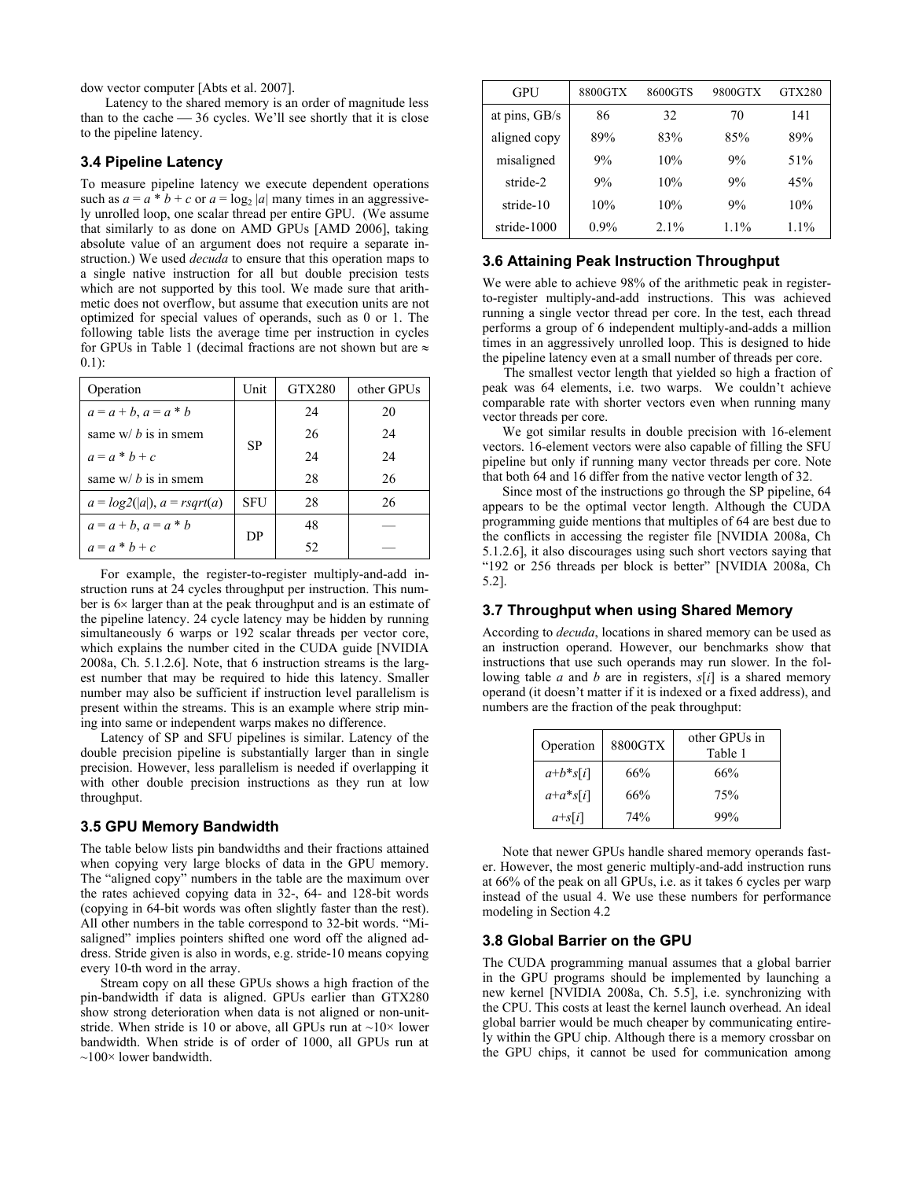dow vector computer [Abts et al. 2007].

Latency to the shared memory is an order of magnitude less than to the cache — 36 cycles. We'll see shortly that it is close to the pipeline latency.

### 3.4 Pipeline Latency

To measure pipeline latency we execute dependent operations such as $a = a * b + c$ or $a = \log_2 |a|$ many times in an aggressively unrolled loop, one scalar thread per entire GPU. (We assume that similarly to as done on AMD GPUs [AMD 2006], taking absolute value of an argument does not require a separate instruction.) We used *decuda* to ensure that this operation maps to a single native instruction for all but double precision tests which are not supported by this tool. We made sure that arithmetic does not overflow, but assume that execution units are not optimized for special values of operands, such as 0 or 1. The following table lists the average time per instruction in cycles for GPUs in Table 1 (decimal fractions are not shown but are ≈ 0.1):

| Operation | Unit | GTX280 | other GPUs |
|---|---|---|---|
| $a = a + b$, $a = a * b$ | SP | 24 | 20 |
| same w/ $b$ is in smem | | 26 | 24 |
| $a = a * b + c$ | | 24 | 24 |
| same w/ $b$ is in smem | | 28 | 26 |
| $a = log2(\|a\|)$, $a = rsqrt(a)$ | SFU | 28 | 26 |
| $a = a + b$, $a = a * b$ | DP | 48 | — |
| $a = a * b + c$ | | 52 | — |

For example, the register-to-register multiply-and-add instruction runs at 24 cycles throughput per instruction. This number is 6× larger than at the peak throughput and is an estimate of the pipeline latency. 24 cycle latency may be hidden by running simultaneously 6 warps or 192 scalar threads per vector core, which explains the number cited in the CUDA guide [NVIDIA 2008a, Ch. 5.1.2.6]. Note, that 6 instruction streams is the largest number that may be required to hide this latency. Smaller number may also be sufficient if instruction level parallelism is present within the streams. This is an example where strip mining into same or independent warps makes no difference.

Latency of SP and SFU pipelines is similar. Latency of the double precision pipeline is substantially larger than in single precision. However, less parallelism is needed if overlapping it with other double precision instructions as they run at low throughput.

### 3.5 GPU Memory Bandwidth

The table below lists pin bandwidths and their fractions attained when copying very large blocks of data in the GPU memory. The "aligned copy" numbers in the table are the maximum over the rates achieved copying data in 32-, 64- and 128-bit words (copying in 64-bit words was often slightly faster than the rest). All other numbers in the table correspond to 32-bit words. "Misaligned" implies pointers shifted one word off the aligned address. Stride given is also in words, e.g. stride-10 means copying every 10-th word in the array.

Stream copy on all these GPUs shows a high fraction of the pin-bandwidth if data is aligned. GPUs earlier than GTX280 show strong deterioration when data is not aligned or non-unit-stride. When stride is 10 or above, all GPUs run at ~10× lower bandwidth. When stride is of order of 1000, all GPUs run at ~100× lower bandwidth.

| GPU | 8800GTX | 8600GTS | 9800GTX | GTX280 |
|---|---|---|---|---|
| at pins, GB/s | 86 | 32 | 70 | 141 |
| aligned copy | 89% | 83% | 85% | 89% |
| misaligned | 9% | 10% | 9% | 51% |
| stride-2 | 9% | 10% | 9% | 45% |
| stride-10 | 10% | 10% | 9% | 10% |
| stride-1000 | 0.9% | 2.1% | 1.1% | 1.1% |

### 3.6 Attaining Peak Instruction Throughput

We were able to achieve 98% of the arithmetic peak in register-to-register multiply-and-add instructions. This was achieved running a single vector thread per core. In the test, each thread performs a group of 6 independent multiply-and-adds a million times in an aggressively unrolled loop. This is designed to hide the pipeline latency even at a small number of threads per core.

The smallest vector length that yielded so high a fraction of peak was 64 elements, i.e. two warps. We couldn't achieve comparable rate with shorter vectors even when running many vector threads per core.

We got similar results in double precision with 16-element vectors. 16-element vectors were also capable of filling the SFU pipeline but only if running many vector threads per core. Note that both 64 and 16 differ from the native vector length of 32.

Since most of the instructions go through the SP pipeline, 64 appears to be the optimal vector length. Although the CUDA programming guide mentions that multiples of 64 are best due to the conflicts in accessing the register file [NVIDIA 2008a, Ch 5.1.2.6], it also discourages using such short vectors saying that "192 or 256 threads per block is better" [NVIDIA 2008a, Ch 5.2].

### 3.7 Throughput when using Shared Memory

According to *decuda*, locations in shared memory can be used as an instruction operand. However, our benchmarks show that instructions that use such operands may run slower. In the following table $a$ and $b$ are in registers, $s[i]$ is a shared memory operand (it doesn't matter if it is indexed or a fixed address), and numbers are the fraction of the peak throughput:

| Operation | 8800GTX | other GPUs in Table 1 |
|---|---|---|
| $a+b*s[i]$ | 66% | 66% |
| $a+a*s[i]$ | 66% | 75% |
| $a+s[i]$ | 74% | 99% |

Note that newer GPUs handle shared memory operands faster. However, the most generic multiply-and-add instruction runs at 66% of the peak on all GPUs, i.e. as it takes 6 cycles per warp instead of the usual 4. We use these numbers for performance modeling in Section 4.2

### 3.8 Global Barrier on the GPU

The CUDA programming manual assumes that a global barrier in the GPU programs should be implemented by launching a new kernel [NVIDIA 2008a, Ch. 5.5], i.e. synchronizing with the CPU. This costs at least the kernel launch overhead. An ideal global barrier would be much cheaper by communicating entirely within the GPU chip. Although there is a memory crossbar on the GPU chips, it cannot be used for communication among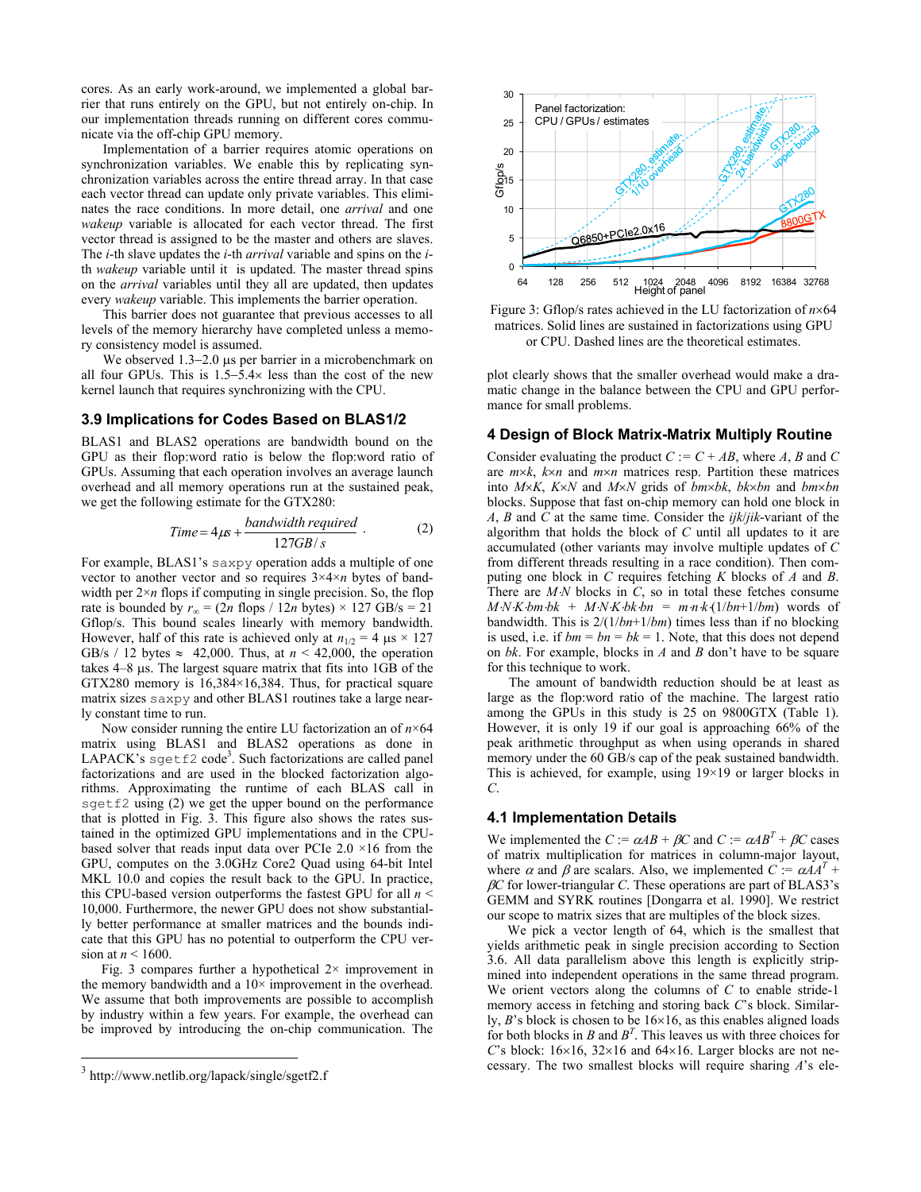cores. As an early work-around, we implemented a global barrier that runs entirely on the GPU, but not entirely on-chip. In our implementation threads running on different cores communicate via the off-chip GPU memory.

Implementation of a barrier requires atomic operations on synchronization variables. We enable this by replicating synchronization variables across the entire thread array. In that case each vector thread can update only private variables. This eliminates the race conditions. In more detail, one *arrival* and one *wakeup* variable is allocated for each vector thread. The first vector thread is assigned to be the master and others are slaves. The *i*-th slave updates the *i*-th *arrival* variable and spins on the *i*-th *wakeup* variable until it is updated. The master thread spins on the *arrival* variables until they all are updated, then updates every *wakeup* variable. This implements the barrier operation.

This barrier does not guarantee that previous accesses to all levels of the memory hierarchy have completed unless a memory consistency model is assumed.

We observed 1.3–2.0 µs per barrier in a microbenchmark on all four GPUs. This is 1.5–5.4× less than the cost of the new kernel launch that requires synchronizing with the CPU.

### 3.9 Implications for Codes Based on BLAS1/2

BLAS1 and BLAS2 operations are bandwidth bound on the GPU as their flop:word ratio is below the flop:word ratio of GPUs. Assuming that each operation involves an average launch overhead and all memory operations run at the sustained peak, we get the following estimate for the GTX280:

$$Time = 4\mu s + \frac{bandwidth\ required}{127GB/s}. \tag{2}$$

For example, BLAS1's `saxpy` operation adds a multiple of one vector to another vector and so requires 3×4×*n* bytes of bandwidth per 2×*n* flops if computing in single precision. So, the flop rate is bounded by $r_\infty$ = (2*n* flops / 12*n* bytes) × 127 GB/s = 21 Gflop/s. This bound scales linearly with memory bandwidth. However, half of this rate is achieved only at $n_{1/2}$ = 4 µs × 127 GB/s / 12 bytes ≈ 42,000. Thus, at *n* < 42,000, the operation takes 4–8 µs. The largest square matrix that fits into 1GB of the GTX280 memory is 16,384×16,384. Thus, for practical square matrix sizes `saxpy` and other BLAS1 routines take a large nearly constant time to run.

Now consider running the entire LU factorization an of *n*×64 matrix using BLAS1 and BLAS2 operations as done in LAPACK's `sgetf2` code[3]. Such factorizations are called panel factorizations and are used in the blocked factorization algorithms. Approximating the runtime of each BLAS call in `sgetf2` using (2) we get the upper bound on the performance that is plotted in Fig. 3. This figure also shows the rates sustained in the optimized GPU implementations and in the CPU-based solver that reads input data over PCIe 2.0 ×16 from the GPU, computes on the 3.0GHz Core2 Quad using 64-bit Intel MKL 10.0 and copies the result back to the GPU. In practice, this CPU-based version outperforms the fastest GPU for all *n* < 10,000. Furthermore, the newer GPU does not show substantially better performance at smaller matrices and the bounds indicate that this GPU has no potential to outperform the CPU version at *n* < 1600.

Fig. 3 compares further a hypothetical 2× improvement in the memory bandwidth and a 10× improvement in the overhead. We assume that both improvements are possible to accomplish by industry within a few years. For example, the overhead can be improved by introducing the on-chip communication. The

Figure 3: Gflop/s rates achieved in the LU factorization of *n*×64 matrices. Solid lines are sustained in factorizations using GPU or CPU. Dashed lines are the theoretical estimates.

plot clearly shows that the smaller overhead would make a dramatic change in the balance between the CPU and GPU performance for small problems.

## 4 Design of Block Matrix-Matrix Multiply Routine

Consider evaluating the product $C := C + AB$, where *A*, *B* and *C* are *m*×*k*, *k*×*n* and *m*×*n* matrices resp. Partition these matrices into *M*×*K*, *K*×*N* and *M*×*N* grids of *bm*×*bk*, *bk*×*bn* and *bm*×*bn* blocks. Suppose that fast on-chip memory can hold one block in *A*, *B* and *C* at the same time. Consider the *ijk*/*jik*-variant of the algorithm that holds the block of *C* until all updates to it are accumulated (other variants may involve multiple updates of *C* from different threads resulting in a race condition). Then computing one block in *C* requires fetching *K* blocks of *A* and *B*. There are *M*·*N* blocks in *C*, so in total these fetches consume $M{\cdot}N{\cdot}K{\cdot}bm{\cdot}bk + M{\cdot}N{\cdot}K{\cdot}bk{\cdot}bn = m{\cdot}n{\cdot}k{\cdot}(1/bn+1/bm)$ words of bandwidth. This is $2/(1/bn+1/bm)$ times less than if no blocking is used, i.e. if *bm* = *bn* = *bk* = 1. Note, that this does not depend on *bk*. For example, blocks in *A* and *B* don't have to be square for this technique to work.

The amount of bandwidth reduction should be at least as large as the flop:word ratio of the machine. The largest ratio among the GPUs in this study is 25 on 9800GTX (Table 1). However, it is only 19 if our goal is approaching 66% of the peak arithmetic throughput as when using operands in shared memory under the 60 GB/s cap of the peak sustained bandwidth. This is achieved, for example, using 19×19 or larger blocks in *C*.

### 4.1 Implementation Details

We implemented the $C := \alpha AB + \beta C$ and $C := \alpha AB^T + \beta C$ cases of matrix multiplication for matrices in column-major layout, where $\alpha$ and $\beta$ are scalars. Also, we implemented $C := \alpha AA^T + \beta C$ for lower-triangular *C*. These operations are part of BLAS3's GEMM and SYRK routines [Dongarra et al. 1990]. We restrict our scope to matrix sizes that are multiples of the block sizes.

We pick a vector length of 64, which is the smallest that yields arithmetic peak in single precision according to Section 3.6. All data parallelism above this length is explicitly strip-mined into independent operations in the same thread program. We orient vectors along the columns of *C* to enable stride-1 memory access in fetching and storing back *C*'s block. Similarly, *B*'s block is chosen to be 16×16, as this enables aligned loads for both blocks in *B* and $B^T$. This leaves us with three choices for *C*'s block: 16×16, 32×16 and 64×16. Larger blocks are not necessary. The two smallest blocks will require sharing *A*'s ele-

[3] http://www.netlib.org/lapack/single/sgetf2.f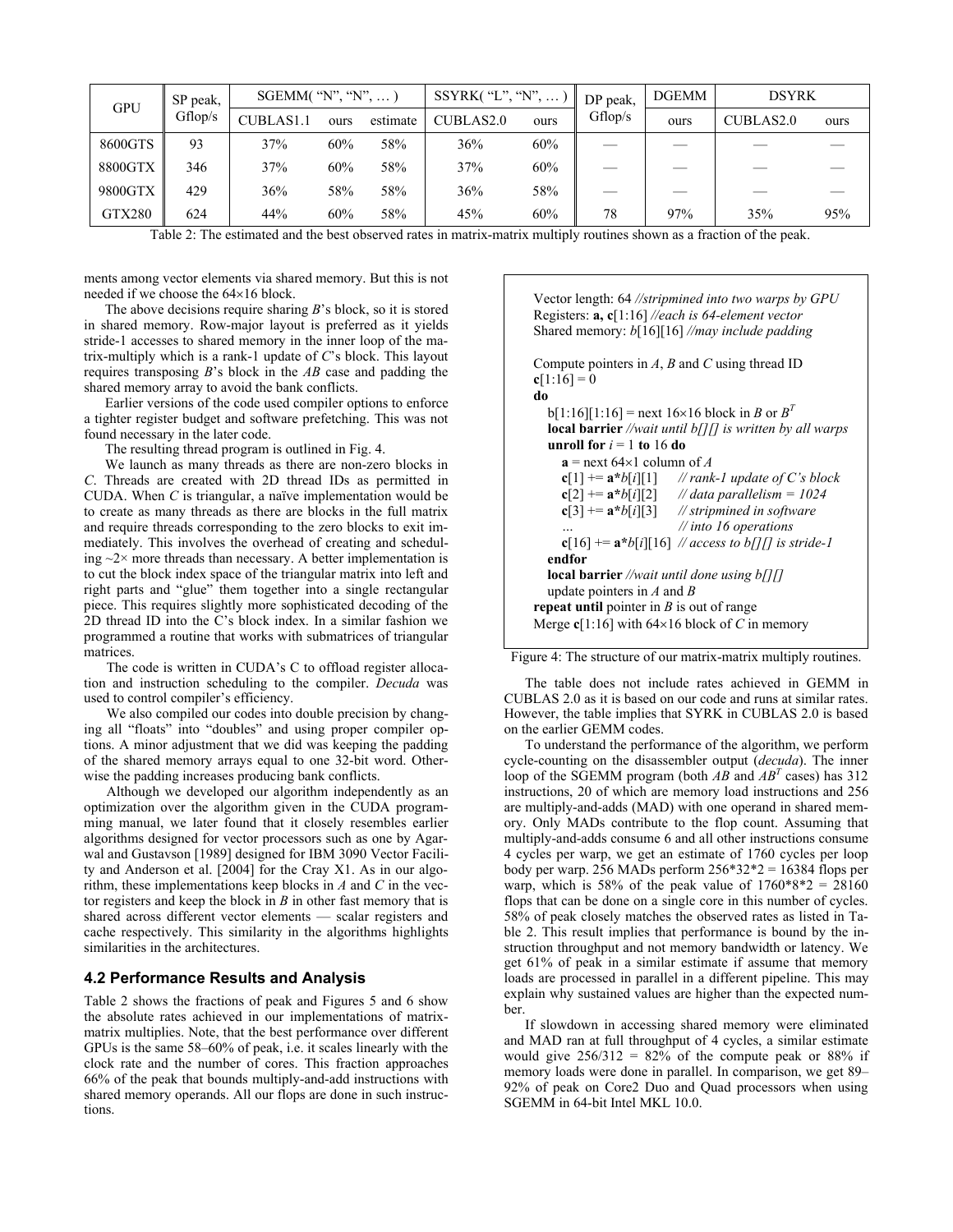| GPU | SP peak, Gflop/s | SGEMM( "N", "N", … ) | | | SSYRK( "L", "N", … ) | | DP peak, Gflop/s | DGEMM | DSYRK | |
|---|---|---|---|---|---|---|---|---|---|---|
| | | CUBLAS1.1 | ours | estimate | CUBLAS2.0 | ours | | ours | CUBLAS2.0 | ours |
| 8600GTS | 93 | 37% | 60% | 58% | 36% | 60% | — | — | — | — |
| 8800GTX | 346 | 37% | 60% | 58% | 37% | 60% | — | — | — | — |
| 9800GTX | 429 | 36% | 58% | 58% | 36% | 58% | — | — | — | — |
| GTX280 | 624 | 44% | 60% | 58% | 45% | 60% | 78 | 97% | 35% | 95% |

Table 2: The estimated and the best observed rates in matrix-matrix multiply routines shown as a fraction of the peak.

ments among vector elements via shared memory. But this is not needed if we choose the 64×16 block.

The above decisions require sharing *B*'s block, so it is stored in shared memory. Row-major layout is preferred as it yields stride-1 accesses to shared memory in the inner loop of the matrix-multiply which is a rank-1 update of *C*'s block. This layout requires transposing *B*'s block in the *AB* case and padding the shared memory array to avoid the bank conflicts.

Earlier versions of the code used compiler options to enforce a tighter register budget and software prefetching. This was not found necessary in the later code.

The resulting thread program is outlined in Fig. 4.

We launch as many threads as there are non-zero blocks in *C*. Threads are created with 2D thread IDs as permitted in CUDA. When *C* is triangular, a naïve implementation would be to create as many threads as there are blocks in the full matrix and require threads corresponding to the zero blocks to exit immediately. This involves the overhead of creating and scheduling ~2× more threads than necessary. A better implementation is to cut the block index space of the triangular matrix into left and right parts and "glue" them together into a single rectangular piece. This requires slightly more sophisticated decoding of the 2D thread ID into the C's block index. In a similar fashion we programmed a routine that works with submatrices of triangular matrices.

The code is written in CUDA's C to offload register allocation and instruction scheduling to the compiler. *Decuda* was used to control compiler's efficiency.

We also compiled our codes into double precision by changing all "floats" into "doubles" and using proper compiler options. A minor adjustment that we did was keeping the padding of the shared memory arrays equal to one 32-bit word. Otherwise the padding increases producing bank conflicts.

Although we developed our algorithm independently as an optimization over the algorithm given in the CUDA programming manual, we later found that it closely resembles earlier algorithms designed for vector processors such as one by Agarwal and Gustavson [1989] designed for IBM 3090 Vector Facility and Anderson et al. [2004] for the Cray X1. As in our algorithm, these implementations keep blocks in *A* and *C* in the vector registers and keep the block in *B* in other fast memory that is shared across different vector elements — scalar registers and cache respectively. This similarity in the algorithms highlights similarities in the architectures.

## 4.2 Performance Results and Analysis

Table 2 shows the fractions of peak and Figures 5 and 6 show the absolute rates achieved in our implementations of matrix-matrix multiplies. Note, that the best performance over different GPUs is the same 58–60% of peak, i.e. it scales linearly with the clock rate and the number of cores. This fraction approaches 66% of the peak that bounds multiply-and-add instructions with shared memory operands. All our flops are done in such instructions.

```
Vector length: 64 //stripmined into two warps by GPU
Registers: a, c[1:16] //each is 64-element vector
Shared memory: b[16][16] //may include padding

Compute pointers in A, B and C using thread ID
c[1:16] = 0
do
   b[1:16][1:16] = next 16×16 block in B or B^T
   local barrier //wait until b[][] is written by all warps
   unroll for i = 1 to 16 do
      a = next 64×1 column of A
      c[1] += a*b[i][1]    // rank-1 update of C's block
      c[2] += a*b[i][2]    // data parallelism = 1024
      c[3] += a*b[i][3]    // stripmined in software
      …                    // into 16 operations
      c[16] += a*b[i][16]  // access to b[][] is stride-1
   endfor
   local barrier //wait until done using b[][]
   update pointers in A and B
repeat until pointer in B is out of range
Merge c[1:16] with 64×16 block of C in memory
```

Figure 4: The structure of our matrix-matrix multiply routines.

The table does not include rates achieved in GEMM in CUBLAS 2.0 as it is based on our code and runs at similar rates. However, the table implies that SYRK in CUBLAS 2.0 is based on the earlier GEMM codes.

To understand the performance of the algorithm, we perform cycle-counting on the disassembler output (*decuda*). The inner loop of the SGEMM program (both *AB* and $AB^T$ cases) has 312 instructions, 20 of which are memory load instructions and 256 are multiply-and-adds (MAD) with one operand in shared memory. Only MADs contribute to the flop count. Assuming that multiply-and-adds consume 6 and all other instructions consume 4 cycles per warp, we get an estimate of 1760 cycles per loop body per warp. 256 MADs perform 256\*32\*2 = 16384 flops per warp, which is 58% of the peak value of 1760\*8\*2 = 28160 flops that can be done on a single core in this number of cycles. 58% of peak closely matches the observed rates as listed in Table 2. This result implies that performance is bound by the instruction throughput and not memory bandwidth or latency. We get 61% of peak in a similar estimate if assume that memory loads are processed in parallel in a different pipeline. This may explain why sustained values are higher than the expected number.

If slowdown in accessing shared memory were eliminated and MAD ran at full throughput of 4 cycles, a similar estimate would give 256/312 = 82% of the compute peak or 88% if memory loads were done in parallel. In comparison, we get 89–92% of peak on Core2 Duo and Quad processors when using SGEMM in 64-bit Intel MKL 10.0.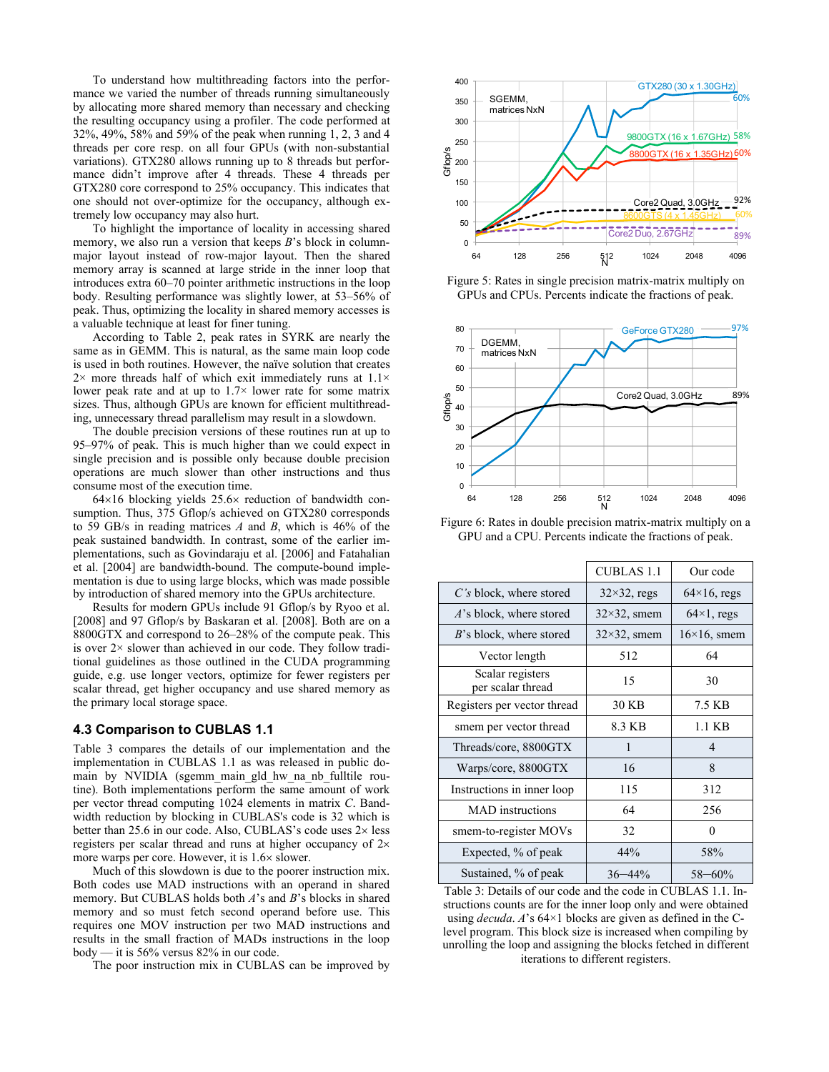To understand how multithreading factors into the performance we varied the number of threads running simultaneously by allocating more shared memory than necessary and checking the resulting occupancy using a profiler. The code performed at 32%, 49%, 58% and 59% of the peak when running 1, 2, 3 and 4 threads per core resp. on all four GPUs (with non-substantial variations). GTX280 allows running up to 8 threads but performance didn't improve after 4 threads. These 4 threads per GTX280 core correspond to 25% occupancy. This indicates that one should not over-optimize for the occupancy, although extremely low occupancy may also hurt.

To highlight the importance of locality in accessing shared memory, we also run a version that keeps *B*'s block in column-major layout instead of row-major layout. Then the shared memory array is scanned at large stride in the inner loop that introduces extra 60–70 pointer arithmetic instructions in the loop body. Resulting performance was slightly lower, at 53–56% of peak. Thus, optimizing the locality in shared memory accesses is a valuable technique at least for finer tuning.

According to Table 2, peak rates in SYRK are nearly the same as in GEMM. This is natural, as the same main loop code is used in both routines. However, the naïve solution that creates 2× more threads half of which exit immediately runs at 1.1× lower peak rate and at up to 1.7× lower rate for some matrix sizes. Thus, although GPUs are known for efficient multithreading, unnecessary thread parallelism may result in a slowdown.

The double precision versions of these routines run at up to 95–97% of peak. This is much higher than we could expect in single precision and is possible only because double precision operations are much slower than other instructions and thus consume most of the execution time.

64×16 blocking yields 25.6× reduction of bandwidth consumption. Thus, 375 Gflop/s achieved on GTX280 corresponds to 59 GB/s in reading matrices *A* and *B*, which is 46% of the peak sustained bandwidth. In contrast, some of the earlier implementations, such as Govindaraju et al. [2006] and Fatahalian et al. [2004] are bandwidth-bound. The compute-bound implementation is due to using large blocks, which was made possible by introduction of shared memory into the GPUs architecture.

Results for modern GPUs include 91 Gflop/s by Ryoo et al. [2008] and 97 Gflop/s by Baskaran et al. [2008]. Both are on a 8800GTX and correspond to 26–28% of the compute peak. This is over 2× slower than achieved in our code. They follow traditional guidelines as those outlined in the CUDA programming guide, e.g. use longer vectors, optimize for fewer registers per scalar thread, get higher occupancy and use shared memory as the primary local storage space.

### 4.3 Comparison to CUBLAS 1.1

Table 3 compares the details of our implementation and the implementation in CUBLAS 1.1 as was released in public domain by NVIDIA (sgemm_main_gld_hw_na_nb_fulltile routine). Both implementations perform the same amount of work per vector thread computing 1024 elements in matrix *C*. Bandwidth reduction by blocking in CUBLAS's code is 32 which is better than 25.6 in our code. Also, CUBLAS's code uses 2× less registers per scalar thread and runs at higher occupancy of 2× more warps per core. However, it is 1.6× slower.

Much of this slowdown is due to the poorer instruction mix. Both codes use MAD instructions with an operand in shared memory. But CUBLAS holds both *A*'s and *B*'s blocks in shared memory and so must fetch second operand before use. This requires one MOV instruction per two MAD instructions and results in the small fraction of MADs instructions in the loop body — it is 56% versus 82% in our code.

The poor instruction mix in CUBLAS can be improved by

Figure 5: Rates in single precision matrix-matrix multiply on GPUs and CPUs. Percents indicate the fractions of peak.

Figure 6: Rates in double precision matrix-matrix multiply on a GPU and a CPU. Percents indicate the fractions of peak.

| | CUBLAS 1.1 | Our code |
|---|---|---|
| *C*'s block, where stored | 32×32, regs | 64×16, regs |
| *A*'s block, where stored | 32×32, smem | 64×1, regs |
| *B*'s block, where stored | 32×32, smem | 16×16, smem |
| Vector length | 512 | 64 |
| Scalar registers per scalar thread | 15 | 30 |
| Registers per vector thread | 30 KB | 7.5 KB |
| smem per vector thread | 8.3 KB | 1.1 KB |
| Threads/core, 8800GTX | 1 | 4 |
| Warps/core, 8800GTX | 16 | 8 |
| Instructions in inner loop | 115 | 312 |
| MAD instructions | 64 | 256 |
| smem-to-register MOVs | 32 | 0 |
| Expected, % of peak | 44% | 58% |
| Sustained, % of peak | 36–44% | 58–60% |

Table 3: Details of our code and the code in CUBLAS 1.1. Instructions counts are for the inner loop only and were obtained using *decuda*. *A*'s 64×1 blocks are given as defined in the C-level program. This block size is increased when compiling by unrolling the loop and assigning the blocks fetched in different iterations to different registers.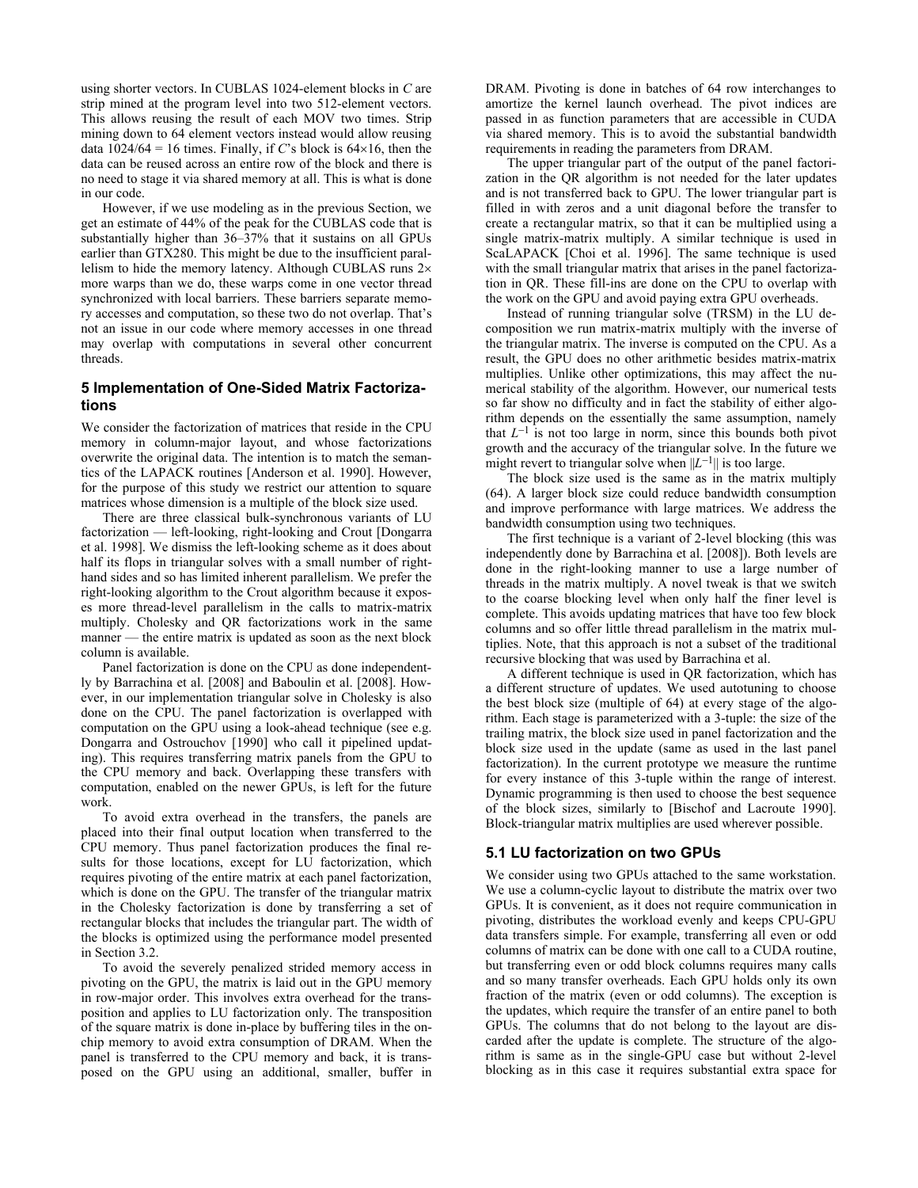using shorter vectors. In CUBLAS 1024-element blocks in $C$ are strip mined at the program level into two 512-element vectors. This allows reusing the result of each MOV two times. Strip mining down to 64 element vectors instead would allow reusing data 1024/64 = 16 times. Finally, if $C$'s block is 64×16, then the data can be reused across an entire row of the block and there is no need to stage it via shared memory at all. This is what is done in our code.

However, if we use modeling as in the previous Section, we get an estimate of 44% of the peak for the CUBLAS code that is substantially higher than 36–37% that it sustains on all GPUs earlier than GTX280. This might be due to the insufficient parallelism to hide the memory latency. Although CUBLAS runs 2× more warps than we do, these warps come in one vector thread synchronized with local barriers. These barriers separate memory accesses and computation, so these two do not overlap. That's not an issue in our code where memory accesses in one thread may overlap with computations in several other concurrent threads.

## 5 Implementation of One-Sided Matrix Factorizations

We consider the factorization of matrices that reside in the CPU memory in column-major layout, and whose factorizations overwrite the original data. The intention is to match the semantics of the LAPACK routines [Anderson et al. 1990]. However, for the purpose of this study we restrict our attention to square matrices whose dimension is a multiple of the block size used.

There are three classical bulk-synchronous variants of LU factorization — left-looking, right-looking and Crout [Dongarra et al. 1998]. We dismiss the left-looking scheme as it does about half its flops in triangular solves with a small number of right-hand sides and so has limited inherent parallelism. We prefer the right-looking algorithm to the Crout algorithm because it exposes more thread-level parallelism in the calls to matrix-matrix multiply. Cholesky and QR factorizations work in the same manner — the entire matrix is updated as soon as the next block column is available.

Panel factorization is done on the CPU as done independently by Barrachina et al. [2008] and Baboulin et al. [2008]. However, in our implementation triangular solve in Cholesky is also done on the CPU. The panel factorization is overlapped with computation on the GPU using a look-ahead technique (see e.g. Dongarra and Ostrouchov [1990] who call it pipelined updating). This requires transferring matrix panels from the GPU to the CPU memory and back. Overlapping these transfers with computation, enabled on the newer GPUs, is left for the future work.

To avoid extra overhead in the transfers, the panels are placed into their final output location when transferred to the CPU memory. Thus panel factorization produces the final results for those locations, except for LU factorization, which requires pivoting of the entire matrix at each panel factorization, which is done on the GPU. The transfer of the triangular matrix in the Cholesky factorization is done by transferring a set of rectangular blocks that includes the triangular part. The width of the blocks is optimized using the performance model presented in Section 3.2.

To avoid the severely penalized strided memory access in pivoting on the GPU, the matrix is laid out in the GPU memory in row-major order. This involves extra overhead for the transposition and applies to LU factorization only. The transposition of the square matrix is done in-place by buffering tiles in the on-chip memory to avoid extra consumption of DRAM. When the panel is transferred to the CPU memory and back, it is transposed on the GPU using an additional, smaller, buffer in DRAM. Pivoting is done in batches of 64 row interchanges to amortize the kernel launch overhead. The pivot indices are passed in as function parameters that are accessible in CUDA via shared memory. This is to avoid the substantial bandwidth requirements in reading the parameters from DRAM.

The upper triangular part of the output of the panel factorization in the QR algorithm is not needed for the later updates and is not transferred back to GPU. The lower triangular part is filled in with zeros and a unit diagonal before the transfer to create a rectangular matrix, so that it can be multiplied using a single matrix-matrix multiply. A similar technique is used in ScaLAPACK [Choi et al. 1996]. The same technique is used with the small triangular matrix that arises in the panel factorization in QR. These fill-ins are done on the CPU to overlap with the work on the GPU and avoid paying extra GPU overheads.

Instead of running triangular solve (TRSM) in the LU decomposition we run matrix-matrix multiply with the inverse of the triangular matrix. The inverse is computed on the CPU. As a result, the GPU does no other arithmetic besides matrix-matrix multiplies. Unlike other optimizations, this may affect the numerical stability of the algorithm. However, our numerical tests so far show no difficulty and in fact the stability of either algorithm depends on the essentially the same assumption, namely that $L^{-1}$ is not too large in norm, since this bounds both pivot growth and the accuracy of the triangular solve. In the future we might revert to triangular solve when $\|L^{-1}\|$ is too large.

The block size used is the same as in the matrix multiply (64). A larger block size could reduce bandwidth consumption and improve performance with large matrices. We address the bandwidth consumption using two techniques.

The first technique is a variant of 2-level blocking (this was independently done by Barrachina et al. [2008]). Both levels are done in the right-looking manner to use a large number of threads in the matrix multiply. A novel tweak is that we switch to the coarse blocking level when only half the finer level is complete. This avoids updating matrices that have too few block columns and so offer little thread parallelism in the matrix multiplies. Note, that this approach is not a subset of the traditional recursive blocking that was used by Barrachina et al.

A different technique is used in QR factorization, which has a different structure of updates. We used autotuning to choose the best block size (multiple of 64) at every stage of the algorithm. Each stage is parameterized with a 3-tuple: the size of the trailing matrix, the block size used in panel factorization and the block size used in the update (same as used in the last panel factorization). In the current prototype we measure the runtime for every instance of this 3-tuple within the range of interest. Dynamic programming is then used to choose the best sequence of the block sizes, similarly to [Bischof and Lacroute 1990]. Block-triangular matrix multiplies are used wherever possible.

### 5.1 LU factorization on two GPUs

We consider using two GPUs attached to the same workstation. We use a column-cyclic layout to distribute the matrix over two GPUs. It is convenient, as it does not require communication in pivoting, distributes the workload evenly and keeps CPU-GPU data transfers simple. For example, transferring all even or odd columns of matrix can be done with one call to a CUDA routine, but transferring even or odd block columns requires many calls and so many transfer overheads. Each GPU holds only its own fraction of the matrix (even or odd columns). The exception is the updates, which require the transfer of an entire panel to both GPUs. The columns that do not belong to the layout are discarded after the update is complete. The structure of the algorithm is same as in the single-GPU case but without 2-level blocking as in this case it requires substantial extra space for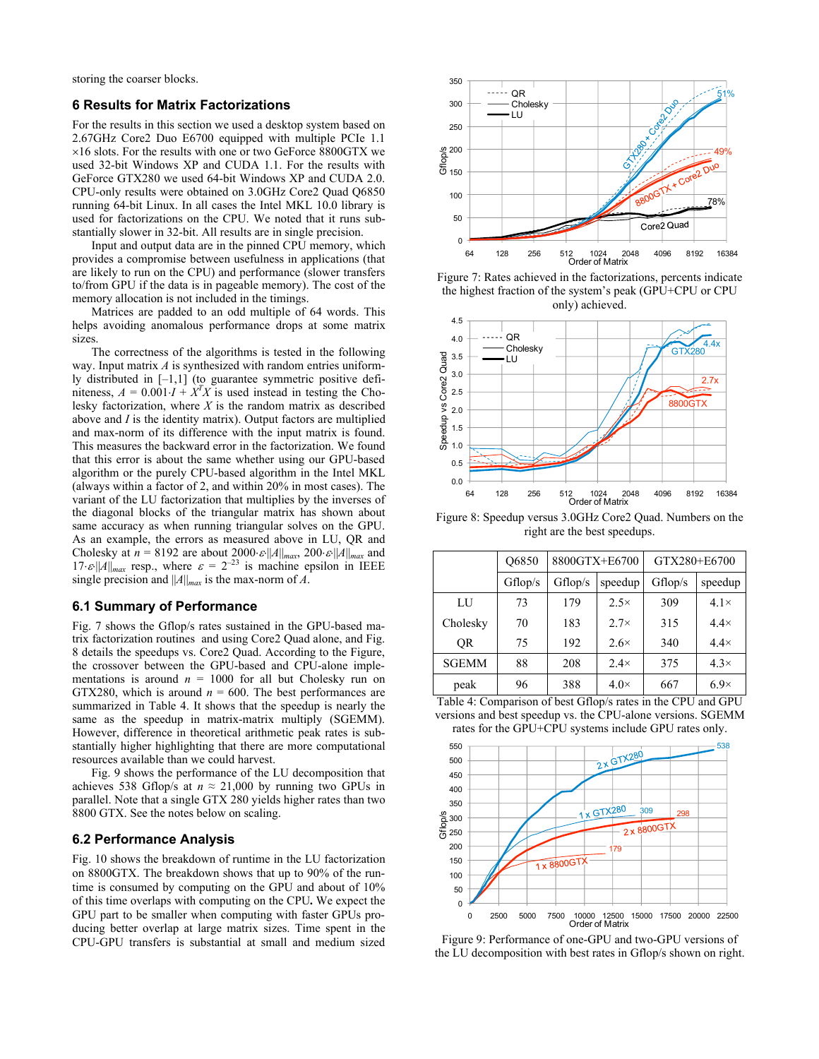storing the coarser blocks.

## 6 Results for Matrix Factorizations

For the results in this section we used a desktop system based on 2.67GHz Core2 Duo E6700 equipped with multiple PCIe 1.1 ×16 slots. For the results with one or two GeForce 8800GTX we used 32-bit Windows XP and CUDA 1.1. For the results with GeForce GTX280 we used 64-bit Windows XP and CUDA 2.0. CPU-only results were obtained on 3.0GHz Core2 Quad Q6850 running 64-bit Linux. In all cases the Intel MKL 10.0 library is used for factorizations on the CPU. We noted that it runs substantially slower in 32-bit. All results are in single precision.

Input and output data are in the pinned CPU memory, which provides a compromise between usefulness in applications (that are likely to run on the CPU) and performance (slower transfers to/from GPU if the data is in pageable memory). The cost of the memory allocation is not included in the timings.

Matrices are padded to an odd multiple of 64 words. This helps avoiding anomalous performance drops at some matrix sizes.

The correctness of the algorithms is tested in the following way. Input matrix $A$ is synthesized with random entries uniformly distributed in [–1,1] (to guarantee symmetric positive definiteness, $A = 0.001 \cdot I + X^T X$ is used instead in testing the Cholesky factorization, where $X$ is the random matrix as described above and $I$ is the identity matrix). Output factors are multiplied and max-norm of its difference with the input matrix is found. This measures the backward error in the factorization. We found that this error is about the same whether using our GPU-based algorithm or the purely CPU-based algorithm in the Intel MKL (always within a factor of 2, and within 20% in most cases). The variant of the LU factorization that multiplies by the inverses of the diagonal blocks of the triangular matrix has shown about same accuracy as when running triangular solves on the GPU. As an example, the errors as measured above in LU, QR and Cholesky at $n = 8192$ are about $2000 \cdot \varepsilon \cdot \|A\|_{max}$, $200 \cdot \varepsilon \cdot \|A\|_{max}$ and $17 \cdot \varepsilon \cdot \|A\|_{max}$ resp., where $\varepsilon = 2^{-23}$ is machine epsilon in IEEE single precision and $\|A\|_{max}$ is the max-norm of $A$.

### 6.1 Summary of Performance

Fig. 7 shows the Gflop/s rates sustained in the GPU-based matrix factorization routines and using Core2 Quad alone, and Fig. 8 details the speedups vs. Core2 Quad. According to the Figure, the crossover between the GPU-based and CPU-alone implementations is around $n = 1000$ for all but Cholesky run on GTX280, which is around $n = 600$. The best performances are summarized in Table 4. It shows that the speedup is nearly the same as the speedup in matrix-matrix multiply (SGEMM). However, difference in theoretical arithmetic peak rates is substantially higher highlighting that there are more computational resources available than we could harvest.

Fig. 9 shows the performance of the LU decomposition that achieves 538 Gflop/s at $n \approx 21{,}000$ by running two GPUs in parallel. Note that a single GTX 280 yields higher rates than two 8800 GTX. See the notes below on scaling.

### 6.2 Performance Analysis

Fig. 10 shows the breakdown of runtime in the LU factorization on 8800GTX. The breakdown shows that up to 90% of the runtime is consumed by computing on the GPU and about of 10% of this time overlaps with computing on the CPU. We expect the GPU part to be smaller when computing with faster GPUs producing better overlap at large matrix sizes. Time spent in the CPU-GPU transfers is substantial at small and medium sized

Figure 7: Rates achieved in the factorizations, percents indicate the highest fraction of the system's peak (GPU+CPU or CPU only) achieved.

Figure 8: Speedup versus 3.0GHz Core2 Quad. Numbers on the right are the best speedups.

| | Q6850 | 8800GTX+E6700 | | GTX280+E6700 | |
|---|---|---|---|---|---|
| | Gflop/s | Gflop/s | speedup | Gflop/s | speedup |
| LU | 73 | 179 | 2.5× | 309 | 4.1× |
| Cholesky | 70 | 183 | 2.7× | 315 | 4.4× |
| QR | 75 | 192 | 2.6× | 340 | 4.4× |
| SGEMM | 88 | 208 | 2.4× | 375 | 4.3× |
| peak | 96 | 388 | 4.0× | 667 | 6.9× |

Table 4: Comparison of best Gflop/s rates in the CPU and GPU versions and best speedup vs. the CPU-alone versions. SGEMM rates for the GPU+CPU systems include GPU rates only.

Figure 9: Performance of one-GPU and two-GPU versions of the LU decomposition with best rates in Gflop/s shown on right.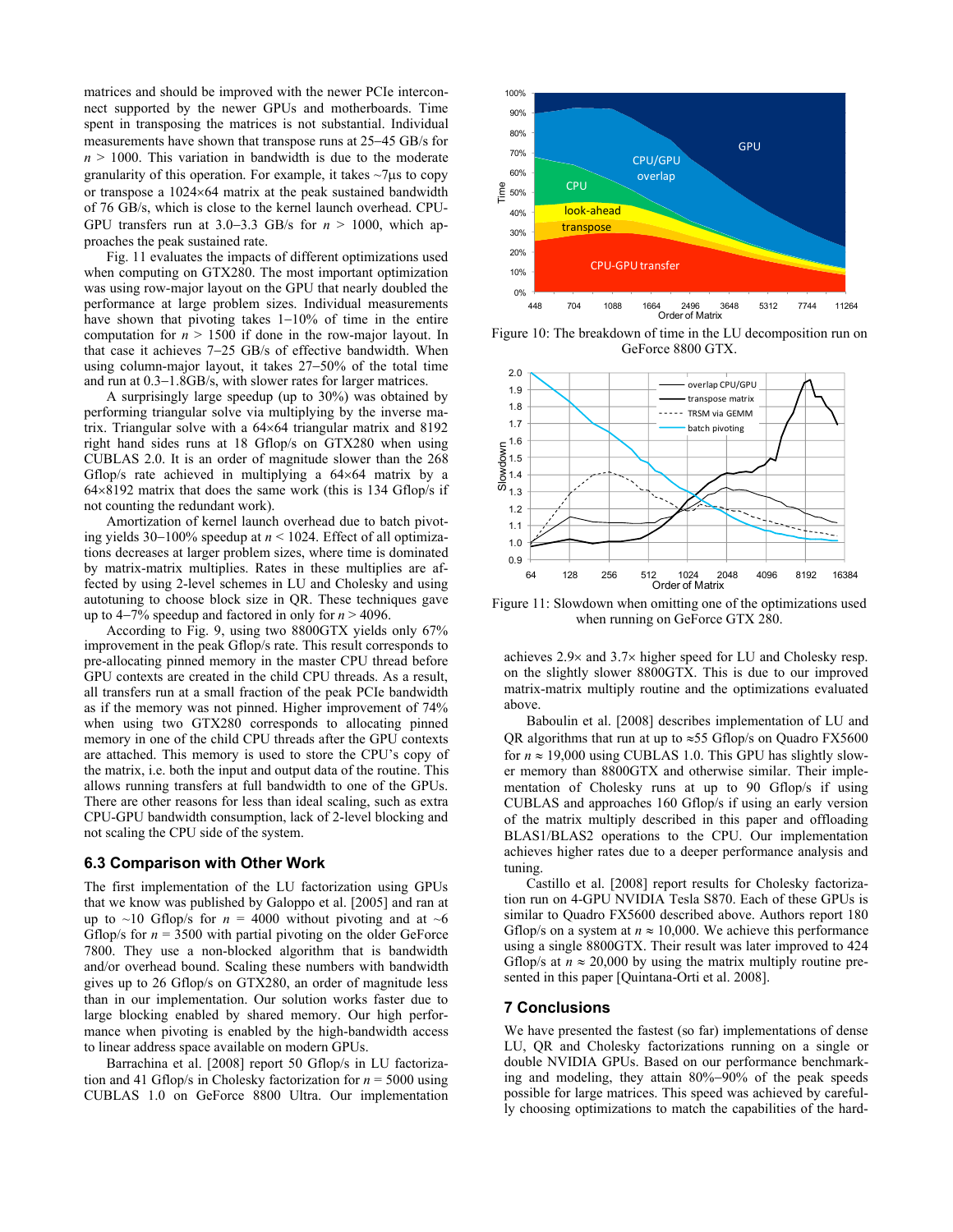matrices and should be improved with the newer PCIe interconnect supported by the newer GPUs and motherboards. Time spent in transposing the matrices is not substantial. Individual measurements have shown that transpose runs at 25−45 GB/s for $n > 1000$. This variation in bandwidth is due to the moderate granularity of this operation. For example, it takes ~7µs to copy or transpose a 1024×64 matrix at the peak sustained bandwidth of 76 GB/s, which is close to the kernel launch overhead. CPU-GPU transfers run at 3.0−3.3 GB/s for $n > 1000$, which approaches the peak sustained rate.

Fig. 11 evaluates the impacts of different optimizations used when computing on GTX280. The most important optimization was using row-major layout on the GPU that nearly doubled the performance at large problem sizes. Individual measurements have shown that pivoting takes 1−10% of time in the entire computation for $n > 1500$ if done in the row-major layout. In that case it achieves 7−25 GB/s of effective bandwidth. When using column-major layout, it takes 27−50% of the total time and run at 0.3−1.8GB/s, with slower rates for larger matrices.

A surprisingly large speedup (up to 30%) was obtained by performing triangular solve via multiplying by the inverse matrix. Triangular solve with a 64×64 triangular matrix and 8192 right hand sides runs at 18 Gflop/s on GTX280 when using CUBLAS 2.0. It is an order of magnitude slower than the 268 Gflop/s rate achieved in multiplying a 64×64 matrix by a 64×8192 matrix that does the same work (this is 134 Gflop/s if not counting the redundant work).

Amortization of kernel launch overhead due to batch pivoting yields 30−100% speedup at $n < 1024$. Effect of all optimizations decreases at larger problem sizes, where time is dominated by matrix-matrix multiplies. Rates in these multiplies are affected by using 2-level schemes in LU and Cholesky and using autotuning to choose block size in QR. These techniques gave up to 4−7% speedup and factored in only for $n > 4096$.

According to Fig. 9, using two 8800GTX yields only 67% improvement in the peak Gflop/s rate. This result corresponds to pre-allocating pinned memory in the master CPU thread before GPU contexts are created in the child CPU threads. As a result, all transfers run at a small fraction of the peak PCIe bandwidth as if the memory was not pinned. Higher improvement of 74% when using two GTX280 corresponds to allocating pinned memory in one of the child CPU threads after the GPU contexts are attached. This memory is used to store the CPU's copy of the matrix, i.e. both the input and output data of the routine. This allows running transfers at full bandwidth to one of the GPUs. There are other reasons for less than ideal scaling, such as extra CPU-GPU bandwidth consumption, lack of 2-level blocking and not scaling the CPU side of the system.

### 6.3 Comparison with Other Work

The first implementation of the LU factorization using GPUs that we know was published by Galoppo et al. [2005] and ran at up to ~10 Gflop/s for $n = 4000$ without pivoting and at ~6 Gflop/s for $n = 3500$ with partial pivoting on the older GeForce 7800. They use a non-blocked algorithm that is bandwidth and/or overhead bound. Scaling these numbers with bandwidth gives up to 26 Gflop/s on GTX280, an order of magnitude less than in our implementation. Our solution works faster due to large blocking enabled by shared memory. Our high performance when pivoting is enabled by the high-bandwidth access to linear address space available on modern GPUs.

Barrachina et al. [2008] report 50 Gflop/s in LU factorization and 41 Gflop/s in Cholesky factorization for $n = 5000$ using CUBLAS 1.0 on GeForce 8800 Ultra. Our implementation achieves 2.9× and 3.7× higher speed for LU and Cholesky resp. on the slightly slower 8800GTX. This is due to our improved matrix-matrix multiply routine and the optimizations evaluated above.

Baboulin et al. [2008] describes implementation of LU and QR algorithms that run at up to ≈55 Gflop/s on Quadro FX5600 for $n \approx 19{,}000$ using CUBLAS 1.0. This GPU has slightly slower memory than 8800GTX and otherwise similar. Their implementation of Cholesky runs at up to 90 Gflop/s if using CUBLAS and approaches 160 Gflop/s if using an early version of the matrix multiply described in this paper and offloading BLAS1/BLAS2 operations to the CPU. Our implementation achieves higher rates due to a deeper performance analysis and tuning.

Castillo et al. [2008] report results for Cholesky factorization run on 4-GPU NVIDIA Tesla S870. Each of these GPUs is similar to Quadro FX5600 described above. Authors report 180 Gflop/s on a system at $n \approx 10{,}000$. We achieve this performance using a single 8800GTX. Their result was later improved to 424 Gflop/s at $n \approx 20{,}000$ by using the matrix multiply routine presented in this paper [Quintana-Orti et al. 2008].

Figure 10: The breakdown of time in the LU decomposition run on GeForce 8800 GTX.

Figure 11: Slowdown when omitting one of the optimizations used when running on GeForce GTX 280.

## 7 Conclusions

We have presented the fastest (so far) implementations of dense LU, QR and Cholesky factorizations running on a single or double NVIDIA GPUs. Based on our performance benchmarking and modeling, they attain 80%−90% of the peak speeds possible for large matrices. This speed was achieved by carefully choosing optimizations to match the capabilities of the hard-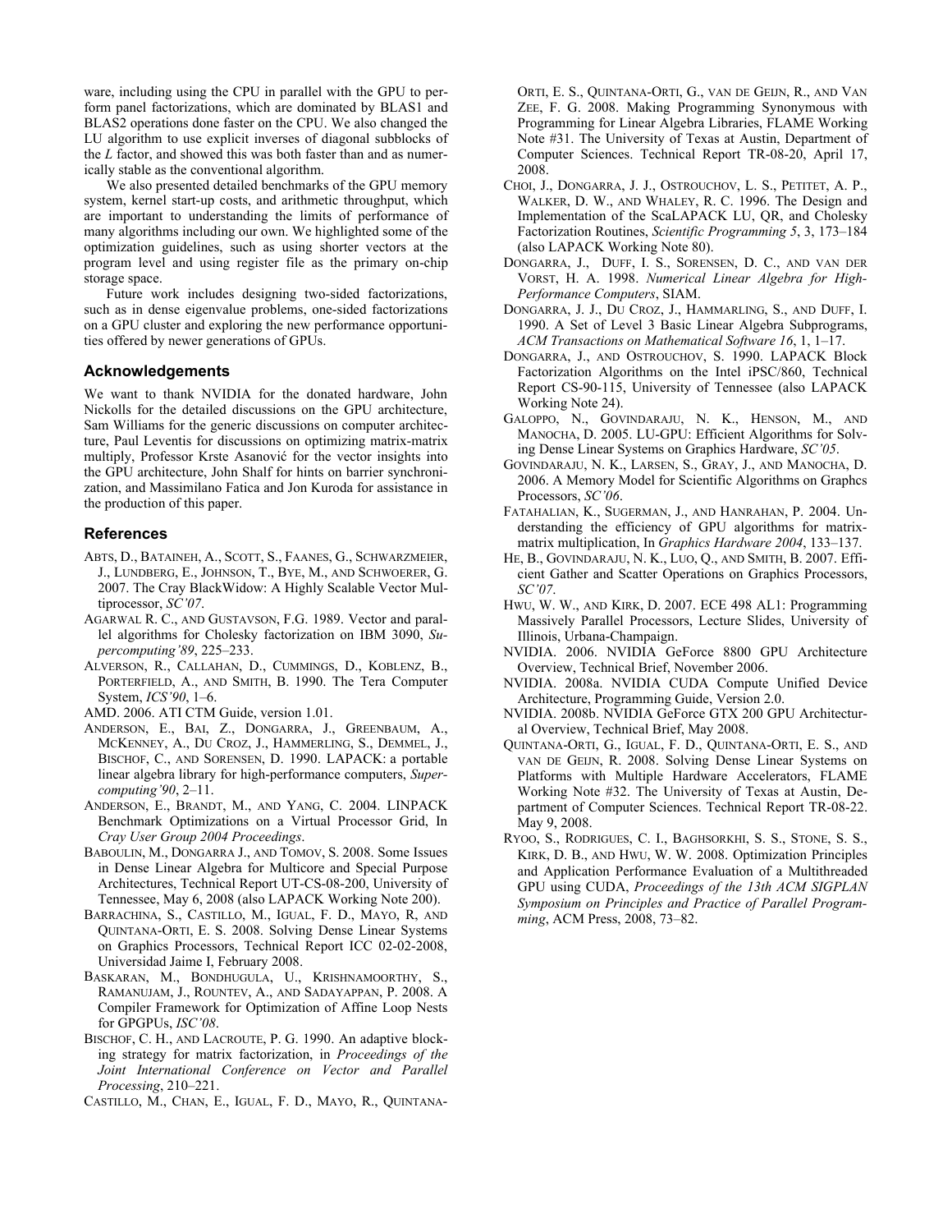ware, including using the CPU in parallel with the GPU to perform panel factorizations, which are dominated by BLAS1 and BLAS2 operations done faster on the CPU. We also changed the LU algorithm to use explicit inverses of diagonal subblocks of the *L* factor, and showed this was both faster than and as numerically stable as the conventional algorithm.

We also presented detailed benchmarks of the GPU memory system, kernel start-up costs, and arithmetic throughput, which are important to understanding the limits of performance of many algorithms including our own. We highlighted some of the optimization guidelines, such as using shorter vectors at the program level and using register file as the primary on-chip storage space.

Future work includes designing two-sided factorizations, such as in dense eigenvalue problems, one-sided factorizations on a GPU cluster and exploring the new performance opportunities offered by newer generations of GPUs.

## Acknowledgements

We want to thank NVIDIA for the donated hardware, John Nickolls for the detailed discussions on the GPU architecture, Sam Williams for the generic discussions on computer architecture, Paul Leventis for discussions on optimizing matrix-matrix multiply, Professor Krste Asanović for the vector insights into the GPU architecture, John Shalf for hints on barrier synchronization, and Massimilano Fatica and Jon Kuroda for assistance in the production of this paper.

## References

ABTS, D., BATAINEH, A., SCOTT, S., FAANES, G., SCHWARZMEIER, J., LUNDBERG, E., JOHNSON, T., BYE, M., AND SCHWOERER, G. 2007. The Cray BlackWidow: A Highly Scalable Vector Multiprocessor, *SC'07*.

AGARWAL R. C., AND GUSTAVSON, F.G. 1989. Vector and parallel algorithms for Cholesky factorization on IBM 3090, *Supercomputing'89*, 225–233.

ALVERSON, R., CALLAHAN, D., CUMMINGS, D., KOBLENZ, B., PORTERFIELD, A., AND SMITH, B. 1990. The Tera Computer System, *ICS'90*, 1–6.

AMD. 2006. ATI CTM Guide, version 1.01.

ANDERSON, E., BAI, Z., DONGARRA, J., GREENBAUM, A., MCKENNEY, A., DU CROZ, J., HAMMERLING, S., DEMMEL, J., BISCHOF, C., AND SORENSEN, D. 1990. LAPACK: a portable linear algebra library for high-performance computers, *Supercomputing'90*, 2–11.

ANDERSON, E., BRANDT, M., AND YANG, C. 2004. LINPACK Benchmark Optimizations on a Virtual Processor Grid, In *Cray User Group 2004 Proceedings*.

BABOULIN, M., DONGARRA J., AND TOMOV, S. 2008. Some Issues in Dense Linear Algebra for Multicore and Special Purpose Architectures, Technical Report UT-CS-08-200, University of Tennessee, May 6, 2008 (also LAPACK Working Note 200).

BARRACHINA, S., CASTILLO, M., IGUAL, F. D., MAYO, R, AND QUINTANA-ORTI, E. S. 2008. Solving Dense Linear Systems on Graphics Processors, Technical Report ICC 02-02-2008, Universidad Jaime I, February 2008.

BASKARAN, M., BONDHUGULA, U., KRISHNAMOORTHY, S., RAMANUJAM, J., ROUNTEV, A., AND SADAYAPPAN, P. 2008. A Compiler Framework for Optimization of Affine Loop Nests for GPGPUs, *ISC'08*.

BISCHOF, C. H., AND LACROUTE, P. G. 1990. An adaptive blocking strategy for matrix factorization, in *Proceedings of the Joint International Conference on Vector and Parallel Processing*, 210–221.

CASTILLO, M., CHAN, E., IGUAL, F. D., MAYO, R., QUINTANA-ORTI, E. S., QUINTANA-ORTI, G., VAN DE GEIJN, R., AND VAN ZEE, F. G. 2008. Making Programming Synonymous with Programming for Linear Algebra Libraries, FLAME Working Note #31. The University of Texas at Austin, Department of Computer Sciences. Technical Report TR-08-20, April 17, 2008.

CHOI, J., DONGARRA, J. J., OSTROUCHOV, L. S., PETITET, A. P., WALKER, D. W., AND WHALEY, R. C. 1996. The Design and Implementation of the ScaLAPACK LU, QR, and Cholesky Factorization Routines, *Scientific Programming 5*, 3, 173–184 (also LAPACK Working Note 80).

DONGARRA, J., DUFF, I. S., SORENSEN, D. C., AND VAN DER VORST, H. A. 1998. *Numerical Linear Algebra for High-Performance Computers*, SIAM.

DONGARRA, J. J., DU CROZ, J., HAMMARLING, S., AND DUFF, I. 1990. A Set of Level 3 Basic Linear Algebra Subprograms, *ACM Transactions on Mathematical Software 16*, 1, 1–17.

DONGARRA, J., AND OSTROUCHOV, S. 1990. LAPACK Block Factorization Algorithms on the Intel iPSC/860, Technical Report CS-90-115, University of Tennessee (also LAPACK Working Note 24).

GALOPPO, N., GOVINDARAJU, N. K., HENSON, M., AND MANOCHA, D. 2005. LU-GPU: Efficient Algorithms for Solving Dense Linear Systems on Graphics Hardware, *SC'05*.

GOVINDARAJU, N. K., LARSEN, S., GRAY, J., AND MANOCHA, D. 2006. A Memory Model for Scientific Algorithms on Graphcs Processors, *SC'06*.

FATAHALIAN, K., SUGERMAN, J., AND HANRAHAN, P. 2004. Understanding the efficiency of GPU algorithms for matrix-matrix multiplication, In *Graphics Hardware 2004*, 133–137.

HE, B., GOVINDARAJU, N. K., LUO, Q., AND SMITH, B. 2007. Efficient Gather and Scatter Operations on Graphics Processors, *SC'07*.

HWU, W. W., AND KIRK, D. 2007. ECE 498 AL1: Programming Massively Parallel Processors, Lecture Slides, University of Illinois, Urbana-Champaign.

NVIDIA. 2006. NVIDIA GeForce 8800 GPU Architecture Overview, Technical Brief, November 2006.

NVIDIA. 2008a. NVIDIA CUDA Compute Unified Device Architecture, Programming Guide, Version 2.0.

NVIDIA. 2008b. NVIDIA GeForce GTX 200 GPU Architectural Overview, Technical Brief, May 2008.

QUINTANA-ORTI, G., IGUAL, F. D., QUINTANA-ORTI, E. S., AND VAN DE GEIJN, R. 2008. Solving Dense Linear Systems on Platforms with Multiple Hardware Accelerators, FLAME Working Note #32. The University of Texas at Austin, Department of Computer Sciences. Technical Report TR-08-22. May 9, 2008.

RYOO, S., RODRIGUES, C. I., BAGHSORKHI, S. S., STONE, S. S., KIRK, D. B., AND HWU, W. W. 2008. Optimization Principles and Application Performance Evaluation of a Multithreaded GPU using CUDA, *Proceedings of the 13th ACM SIGPLAN Symposium on Principles and Practice of Parallel Programming*, ACM Press, 2008, 73–82.